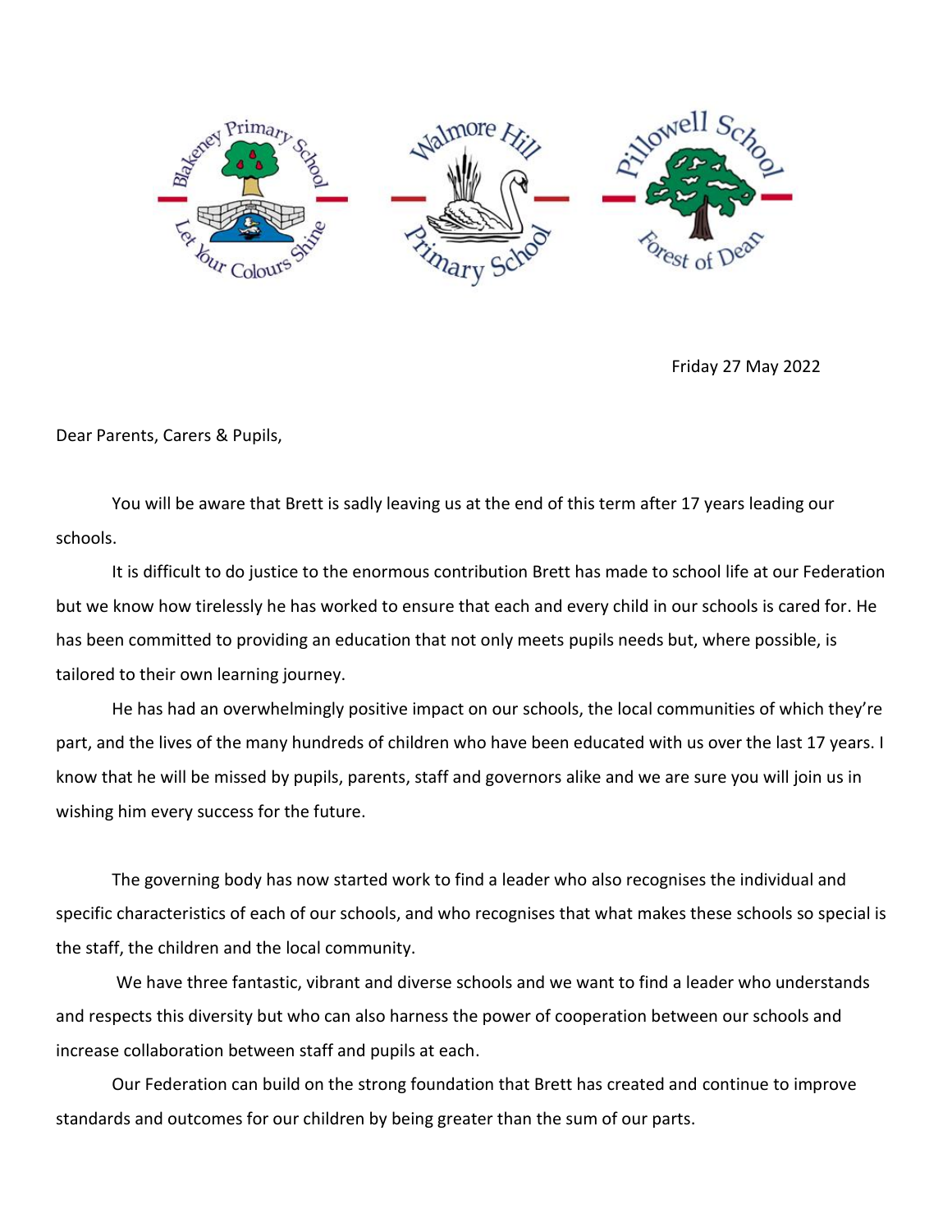Friday 27 May 2022

Dear Parents, Carers & Pupils,

You will be aware that Brett is sadly leaving us at the end of this term after 17 years leading our schools.

It is difficult to do justice to the enormous contribution Brett has made to school life at our Federation but we know how tirelessly he has worked to ensure that each and every child in our schools is cared for. He has been committed to providing an education that not only meets pupils needs but, where possible, is tailored to their own learning journey.

He has had an overwhelmingly positive impact on our schools, the local communities of which they're part, and the lives of the many hundreds of children who have been educated with us over the last 17 years. I know that he will be missed by pupils, parents, staff and governors alike and we are sure you will join us in wishing him every success for the future.

The governing body has now started work to find a leader who also recognises the individual and specific characteristics of each of our schools, and who recognises that what makes these schools so special is the staff, the children and the local community.

We have three fantastic, vibrant and diverse schools and we want to find a leader who understands and respects this diversity but who can also harness the power of cooperation between our schools and increase collaboration between staff and pupils at each.

Our Federation can build on the strong foundation that Brett has created and continue to improve standards and outcomes for our children by being greater than the sum of our parts.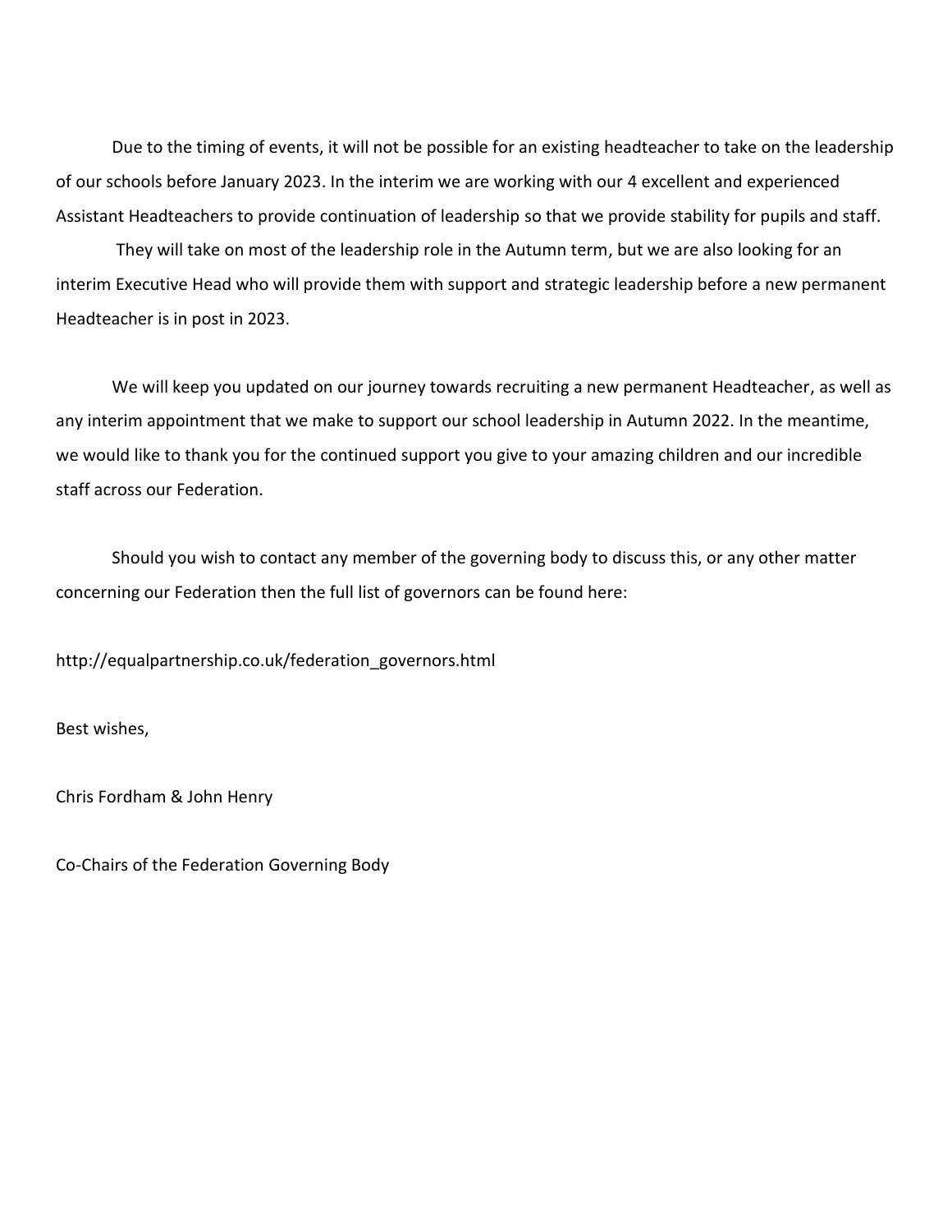Due to the timing of events, it will not be possible for an existing headteacher to take on the leadership of our schools before January 2023. In the interim we are working with our 4 excellent and experienced Assistant Headteachers to provide continuation of leadership so that we provide stability for pupils and staff.

They will take on most of the leadership role in the Autumn term, but we are also looking for an interim Executive Head who will provide them with support and strategic leadership before a new permanent Headteacher is in post in 2023.

We will keep you updated on our journey towards recruiting a new permanent Headteacher, as well as any interim appointment that we make to support our school leadership in Autumn 2022. In the meantime, we would like to thank you for the continued support you give to your amazing children and our incredible staff across our Federation.

Should you wish to contact any member of the governing body to discuss this, or any other matter concerning our Federation then the full list of governors can be found here:

http://equalpartnership.co.uk/federation_governors.html

Best wishes,

Chris Fordham & John Henry

Co-Chairs of the Federation Governing Body